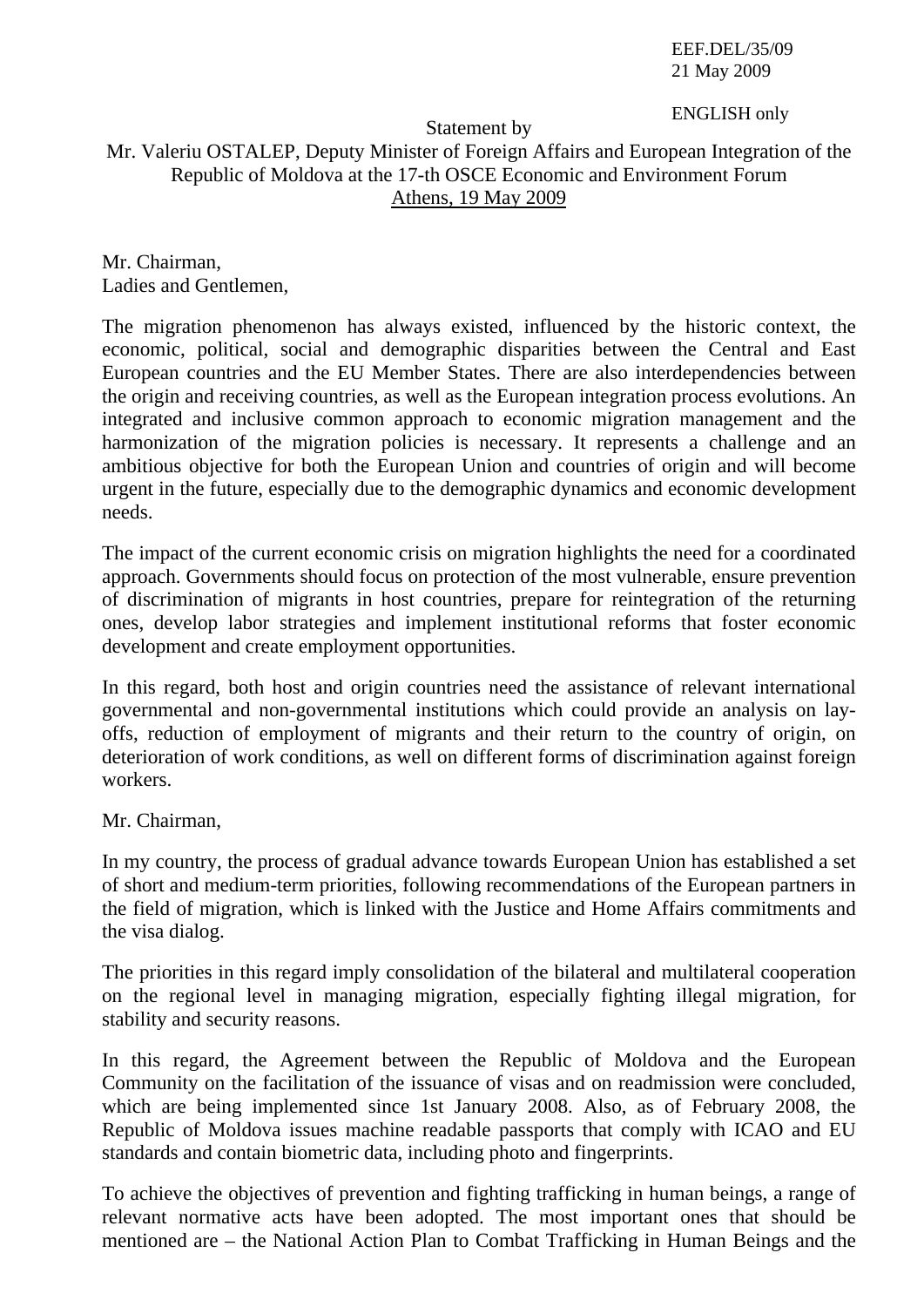EEF.DEL/35/09
21 May 2009

ENGLISH only

Statement by
Mr. Valeriu OSTALEP, Deputy Minister of Foreign Affairs and European Integration of the Republic of Moldova at the 17-th OSCE Economic and Environment Forum
Athens, 19 May 2009

Mr. Chairman,
Ladies and Gentlemen,

The migration phenomenon has always existed, influenced by the historic context, the economic, political, social and demographic disparities between the Central and East European countries and the EU Member States. There are also interdependencies between the origin and receiving countries, as well as the European integration process evolutions. An integrated and inclusive common approach to economic migration management and the harmonization of the migration policies is necessary. It represents a challenge and an ambitious objective for both the European Union and countries of origin and will become urgent in the future, especially due to the demographic dynamics and economic development needs.

The impact of the current economic crisis on migration highlights the need for a coordinated approach. Governments should focus on protection of the most vulnerable, ensure prevention of discrimination of migrants in host countries, prepare for reintegration of the returning ones, develop labor strategies and implement institutional reforms that foster economic development and create employment opportunities.

In this regard, both host and origin countries need the assistance of relevant international governmental and non-governmental institutions which could provide an analysis on lay-offs, reduction of employment of migrants and their return to the country of origin, on deterioration of work conditions, as well on different forms of discrimination against foreign workers.

Mr. Chairman,

In my country, the process of gradual advance towards European Union has established a set of short and medium-term priorities, following recommendations of the European partners in the field of migration, which is linked with the Justice and Home Affairs commitments and the visa dialog.

The priorities in this regard imply consolidation of the bilateral and multilateral cooperation on the regional level in managing migration, especially fighting illegal migration, for stability and security reasons.

In this regard, the Agreement between the Republic of Moldova and the European Community on the facilitation of the issuance of visas and on readmission were concluded, which are being implemented since 1st January 2008. Also, as of February 2008, the Republic of Moldova issues machine readable passports that comply with ICAO and EU standards and contain biometric data, including photo and fingerprints.

To achieve the objectives of prevention and fighting trafficking in human beings, a range of relevant normative acts have been adopted. The most important ones that should be mentioned are – the National Action Plan to Combat Trafficking in Human Beings and the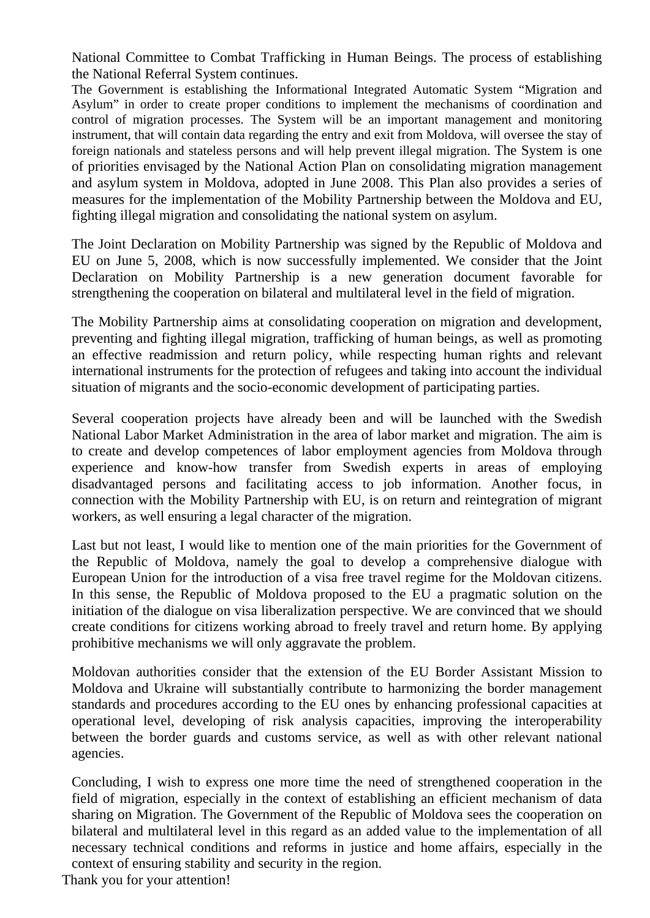National Committee to Combat Trafficking in Human Beings. The process of establishing the National Referral System continues.

The Government is establishing the Informational Integrated Automatic System “Migration and Asylum” in order to create proper conditions to implement the mechanisms of coordination and control of migration processes. The System will be an important management and monitoring instrument, that will contain data regarding the entry and exit from Moldova, will oversee the stay of foreign nationals and stateless persons and will help prevent illegal migration. The System is one of priorities envisaged by the National Action Plan on consolidating migration management and asylum system in Moldova, adopted in June 2008. This Plan also provides a series of measures for the implementation of the Mobility Partnership between the Moldova and EU, fighting illegal migration and consolidating the national system on asylum.

The Joint Declaration on Mobility Partnership was signed by the Republic of Moldova and EU on June 5, 2008, which is now successfully implemented. We consider that the Joint Declaration on Mobility Partnership is a new generation document favorable for strengthening the cooperation on bilateral and multilateral level in the field of migration.

The Mobility Partnership aims at consolidating cooperation on migration and development, preventing and fighting illegal migration, trafficking of human beings, as well as promoting an effective readmission and return policy, while respecting human rights and relevant international instruments for the protection of refugees and taking into account the individual situation of migrants and the socio-economic development of participating parties.

Several cooperation projects have already been and will be launched with the Swedish National Labor Market Administration in the area of labor market and migration. The aim is to create and develop competences of labor employment agencies from Moldova through experience and know-how transfer from Swedish experts in areas of employing disadvantaged persons and facilitating access to job information. Another focus, in connection with the Mobility Partnership with EU, is on return and reintegration of migrant workers, as well ensuring a legal character of the migration.

Last but not least, I would like to mention one of the main priorities for the Government of the Republic of Moldova, namely the goal to develop a comprehensive dialogue with European Union for the introduction of a visa free travel regime for the Moldovan citizens. In this sense, the Republic of Moldova proposed to the EU a pragmatic solution on the initiation of the dialogue on visa liberalization perspective. We are convinced that we should create conditions for citizens working abroad to freely travel and return home. By applying prohibitive mechanisms we will only aggravate the problem.

Moldovan authorities consider that the extension of the EU Border Assistant Mission to Moldova and Ukraine will substantially contribute to harmonizing the border management standards and procedures according to the EU ones by enhancing professional capacities at operational level, developing of risk analysis capacities, improving the interoperability between the border guards and customs service, as well as with other relevant national agencies.

Concluding, I wish to express one more time the need of strengthened cooperation in the field of migration, especially in the context of establishing an efficient mechanism of data sharing on Migration. The Government of the Republic of Moldova sees the cooperation on bilateral and multilateral level in this regard as an added value to the implementation of all necessary technical conditions and reforms in justice and home affairs, especially in the context of ensuring stability and security in the region.

Thank you for your attention!